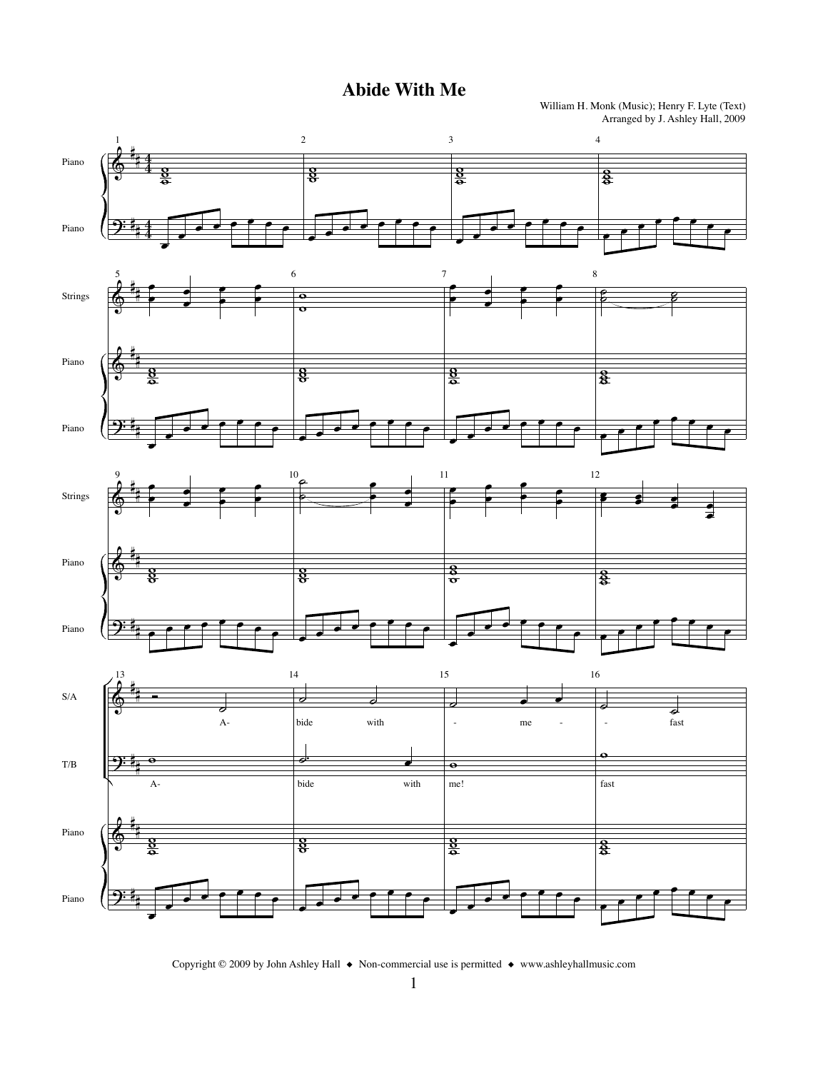# Abide With Me

William H. Monk (Music); Henry F. Lyte (Text)
Arranged by J. Ashley Hall, 2009

Copyright © 2009 by John Ashley Hall ◆ Non-commercial use is permitted ◆ www.ashleyhallmusic.com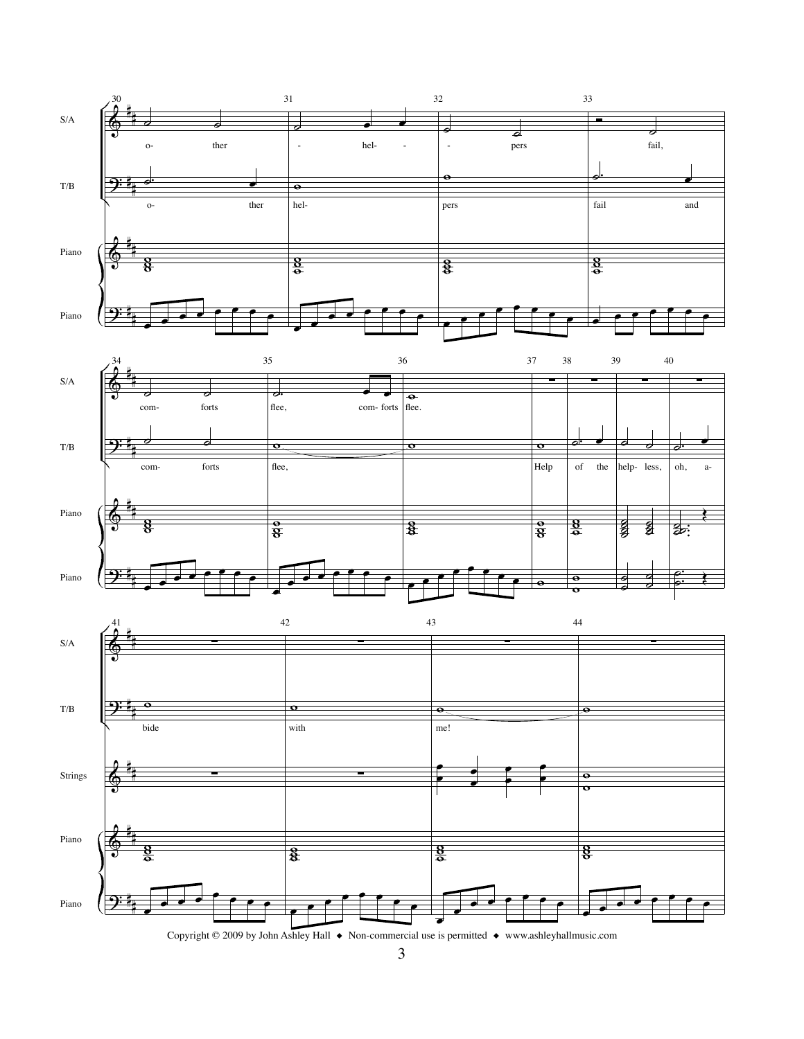S/A: o- ther - hel- - - pers fail, com- forts flee, com- forts flee.

T/B: o- ther hel- pers fail and com- forts flee, Help of the help- less, oh, a- bide with me!

Copyright © 2009 by John Ashley Hall ◆ Non-commercial use is permitted ◆ www.ashleyhallmusic.com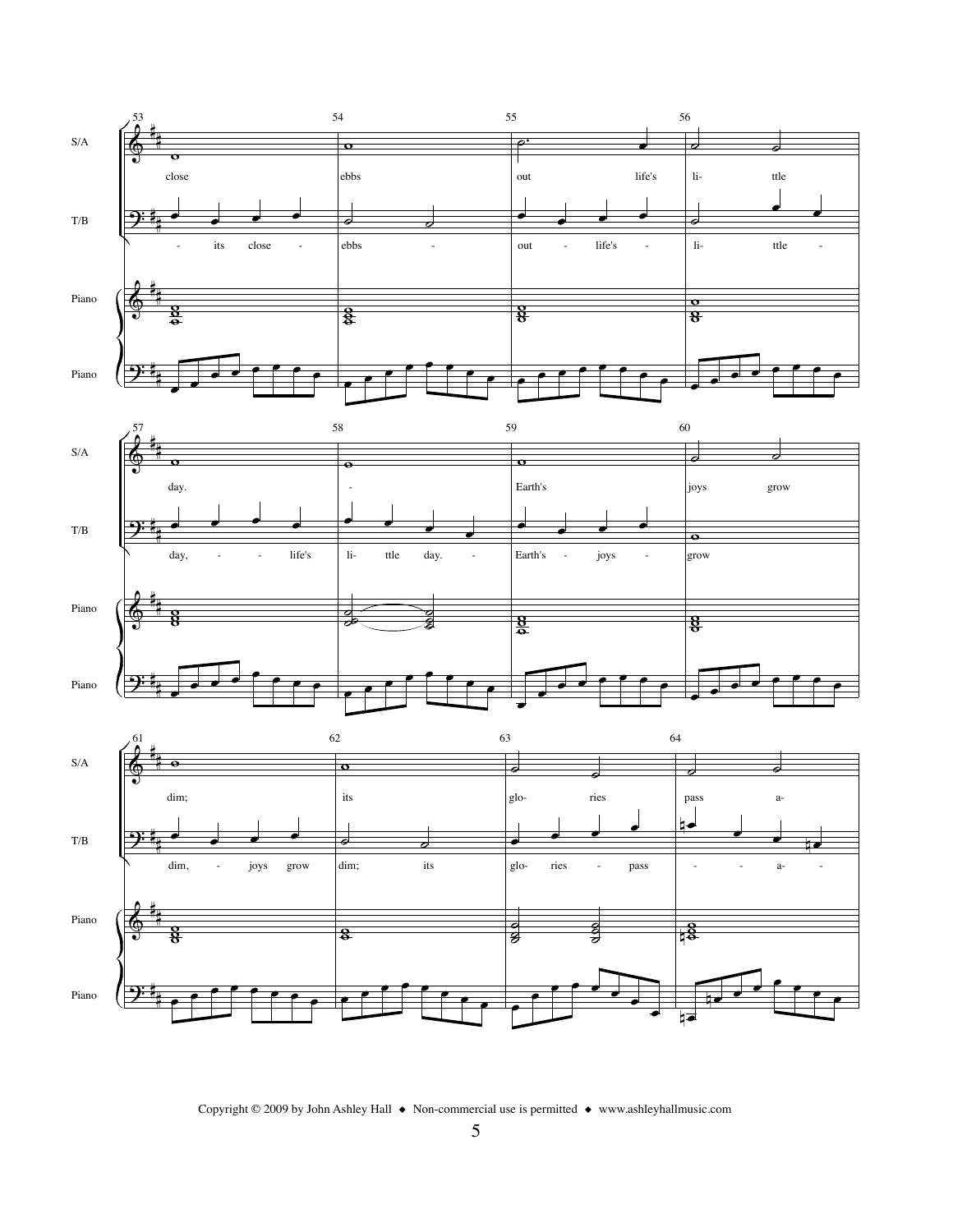S/A: close / ebbs / out life's / li- ttle / day. / - / Earth's / joys grow / dim; / its / glo- ries / pass a-

T/B: - its close - / ebbs - / out - life's - / li- ttle - / day, - - life's / li- ttle day. - / Earth's - joys - / grow / dim, - joys grow / dim; its / glo- ries - pass / - - a- -

Piano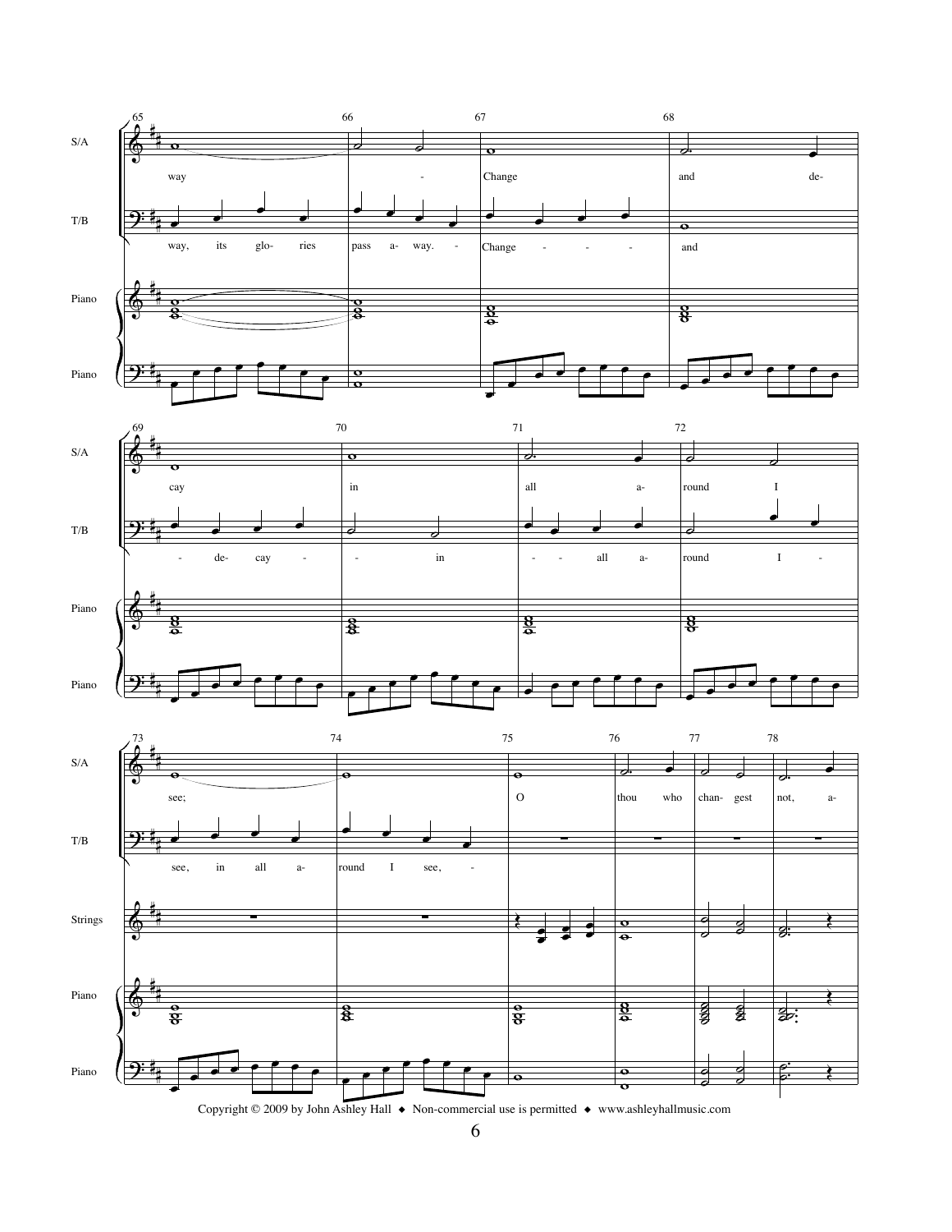S/A: way - Change and de- cay in all a- round I see; O thou who chan- gest not, a-

T/B: way, its glo- ries pass a- way. - Change - - - - and - de- cay - - in - - all a- round I - see, in all a- round I see, -

Strings

Piano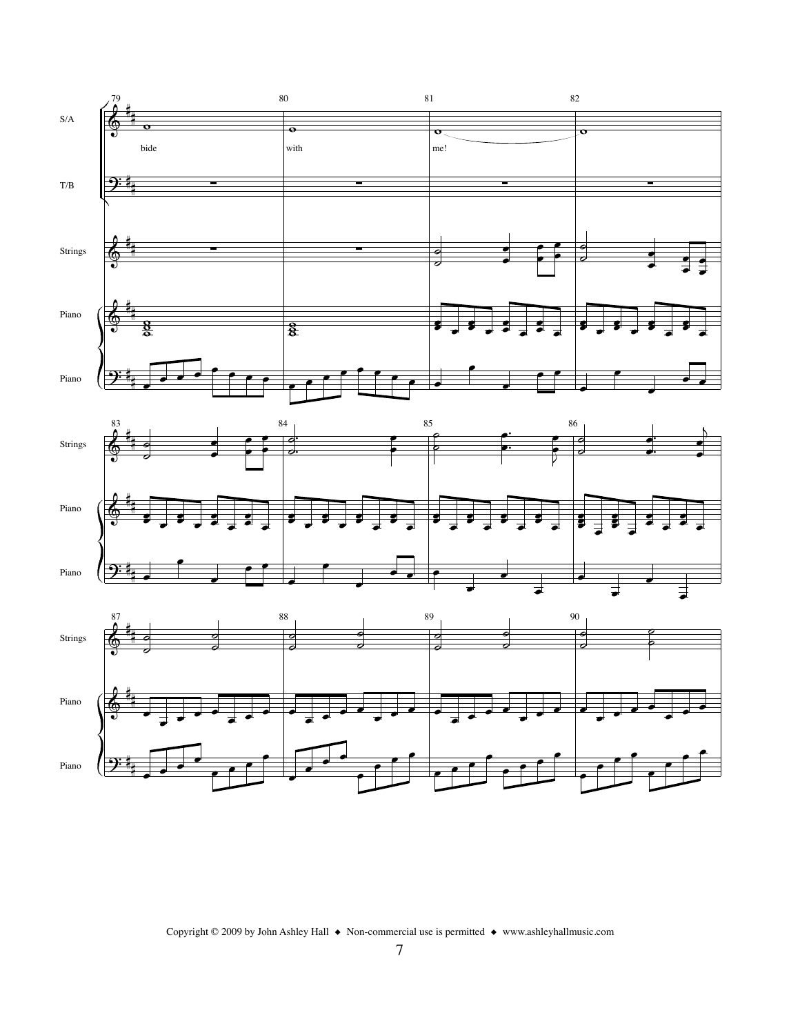79 80 81 82

S/A

bide with me!

T/B

Strings

Piano

Piano

83 84 85 86

Strings

Piano

Piano

87 88 89 90

Strings

Piano

Piano

Copyright © 2009 by John Ashley Hall ◆ Non-commercial use is permitted ◆ www.ashleyhallmusic.com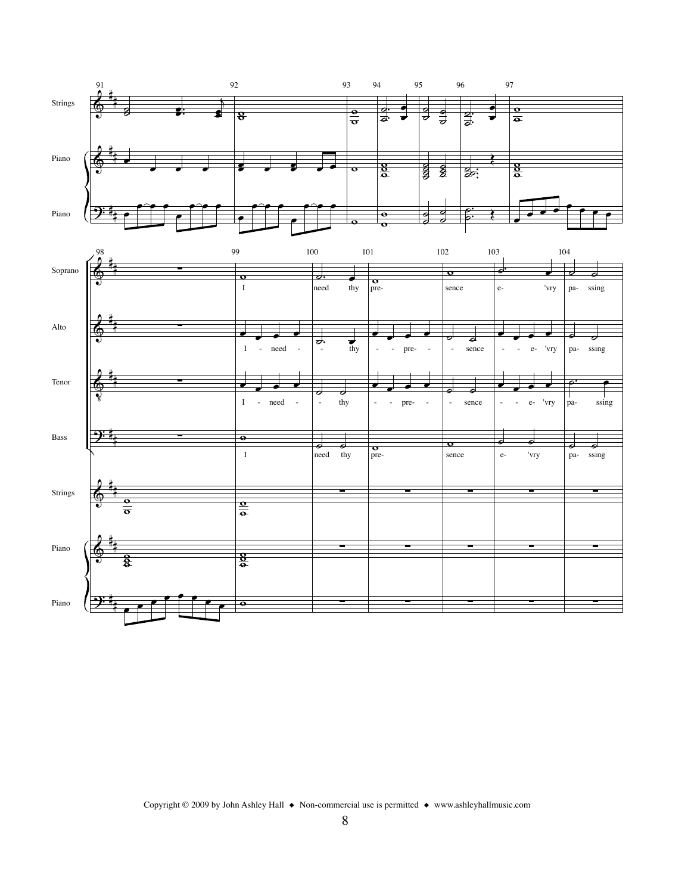Strings

Piano

Piano

Soprano

I need thy pre- sence e- 'vry pa- ssing

Alto

I - need - - thy - - pre- - - sence - - e- 'vry pa- ssing

Tenor

I - need - - thy - - pre- - - sence - - e- 'vry pa- ssing

Bass

I need thy pre- sence e- 'vry pa- ssing

Strings

Piano

Piano

Copyright © 2009 by John Ashley Hall ◆ Non-commercial use is permitted ◆ www.ashleyhallmusic.com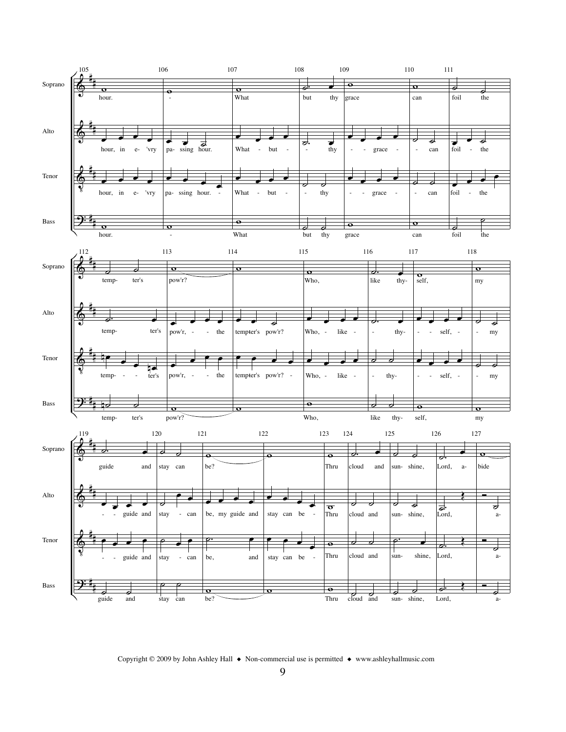Copyright © 2009 by John Ashley Hall ◆ Non-commercial use is permitted ◆ www.ashleyhallmusic.com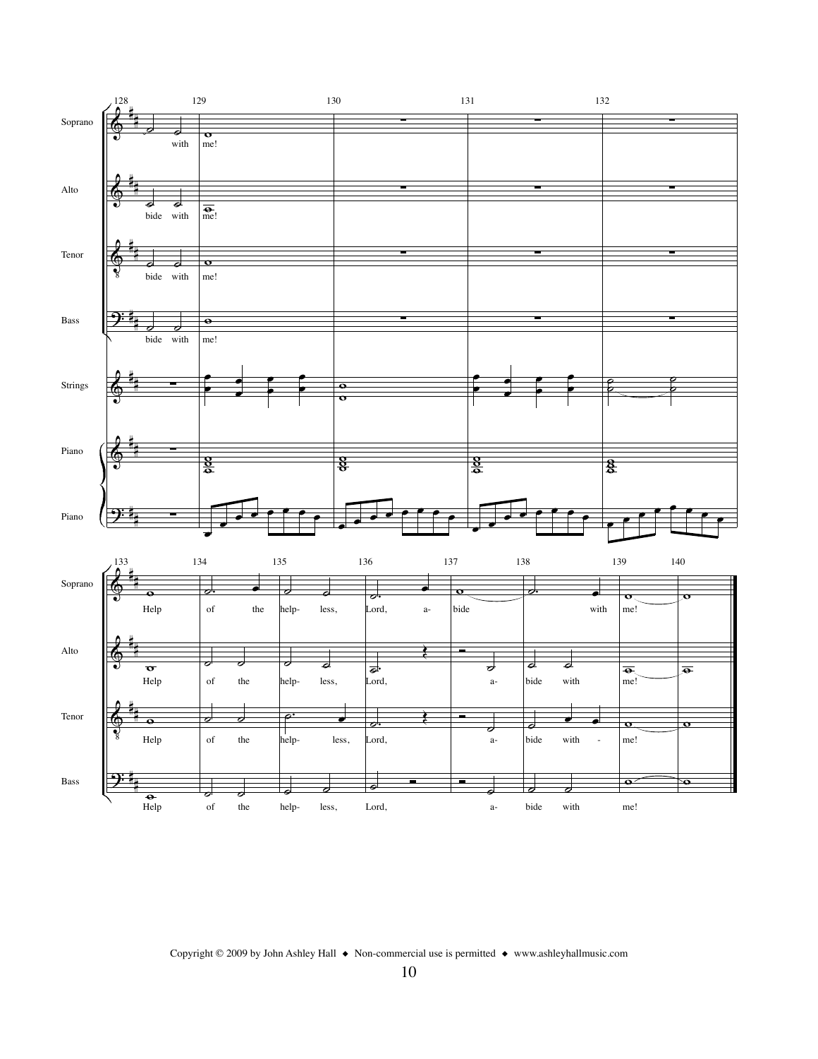128 129 130 131 132

Soprano

with me!

Alto

bide with me!

Tenor

bide with me!

Bass

bide with me!

Strings

Piano

Piano

133 134 135 136 137 138 139 140

Soprano

Help of the help- less, Lord, a- bide with me!

Alto

Help of the help- less, Lord, a- bide with me!

Tenor

Help of the help- less, Lord, a- bide with - me!

Bass

Help of the help- less, Lord, a- bide with me!

Copyright © 2009 by John Ashley Hall ◆ Non-commercial use is permitted ◆ www.ashleyhallmusic.com